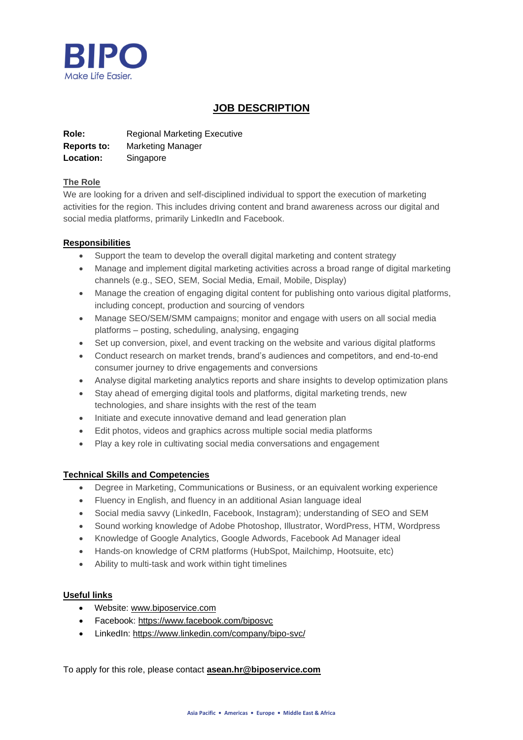BIPO
Make Life Easier.

# JOB DESCRIPTION

**Role:** Regional Marketing Executive
**Reports to:** Marketing Manager
**Location:** Singapore

## The Role

We are looking for a driven and self-disciplined individual to spport the execution of marketing activities for the region. This includes driving content and brand awareness across our digital and social media platforms, primarily LinkedIn and Facebook.

## Responsibilities

- Support the team to develop the overall digital marketing and content strategy
- Manage and implement digital marketing activities across a broad range of digital marketing channels (e.g., SEO, SEM, Social Media, Email, Mobile, Display)
- Manage the creation of engaging digital content for publishing onto various digital platforms, including concept, production and sourcing of vendors
- Manage SEO/SEM/SMM campaigns; monitor and engage with users on all social media platforms – posting, scheduling, analysing, engaging
- Set up conversion, pixel, and event tracking on the website and various digital platforms
- Conduct research on market trends, brand's audiences and competitors, and end-to-end consumer journey to drive engagements and conversions
- Analyse digital marketing analytics reports and share insights to develop optimization plans
- Stay ahead of emerging digital tools and platforms, digital marketing trends, new technologies, and share insights with the rest of the team
- Initiate and execute innovative demand and lead generation plan
- Edit photos, videos and graphics across multiple social media platforms
- Play a key role in cultivating social media conversations and engagement

## Technical Skills and Competencies

- Degree in Marketing, Communications or Business, or an equivalent working experience
- Fluency in English, and fluency in an additional Asian language ideal
- Social media savvy (LinkedIn, Facebook, Instagram); understanding of SEO and SEM
- Sound working knowledge of Adobe Photoshop, Illustrator, WordPress, HTM, Wordpress
- Knowledge of Google Analytics, Google Adwords, Facebook Ad Manager ideal
- Hands-on knowledge of CRM platforms (HubSpot, Mailchimp, Hootsuite, etc)
- Ability to multi-task and work within tight timelines

## Useful links

- Website: www.biposervice.com
- Facebook: https://www.facebook.com/biposvc
- LinkedIn: https://www.linkedin.com/company/bipo-svc/

To apply for this role, please contact **asean.hr@biposervice.com**

Asia Pacific • Americas • Europe • Middle East & Africa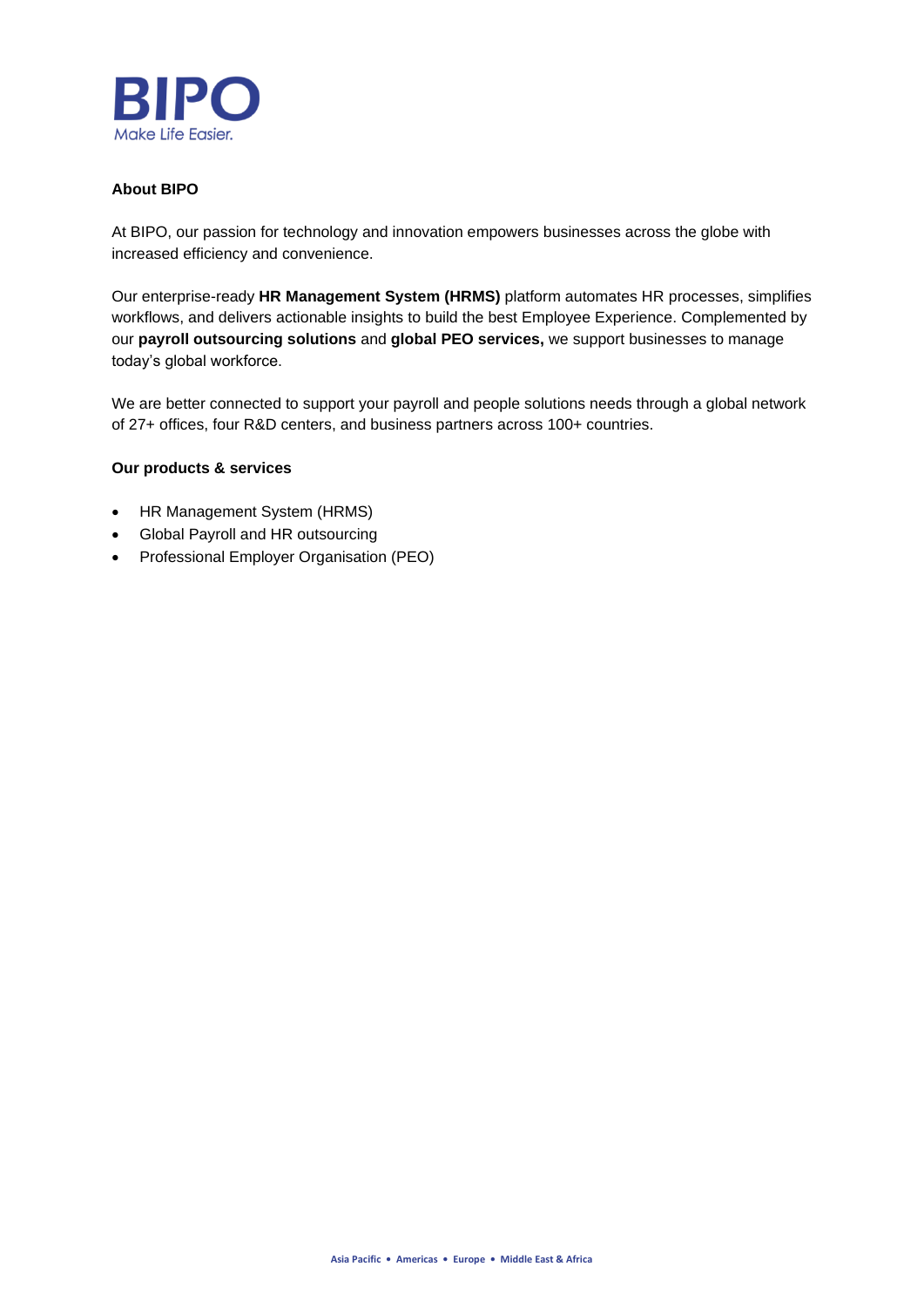BIPO

Make Life Easier.

**About BIPO**

At BIPO, our passion for technology and innovation empowers businesses across the globe with increased efficiency and convenience.

Our enterprise-ready **HR Management System (HRMS)** platform automates HR processes, simplifies workflows, and delivers actionable insights to build the best Employee Experience. Complemented by our **payroll outsourcing solutions** and **global PEO services,** we support businesses to manage today's global workforce.

We are better connected to support your payroll and people solutions needs through a global network of 27+ offices, four R&D centers, and business partners across 100+ countries.

**Our products & services**

- HR Management System (HRMS)
- Global Payroll and HR outsourcing
- Professional Employer Organisation (PEO)